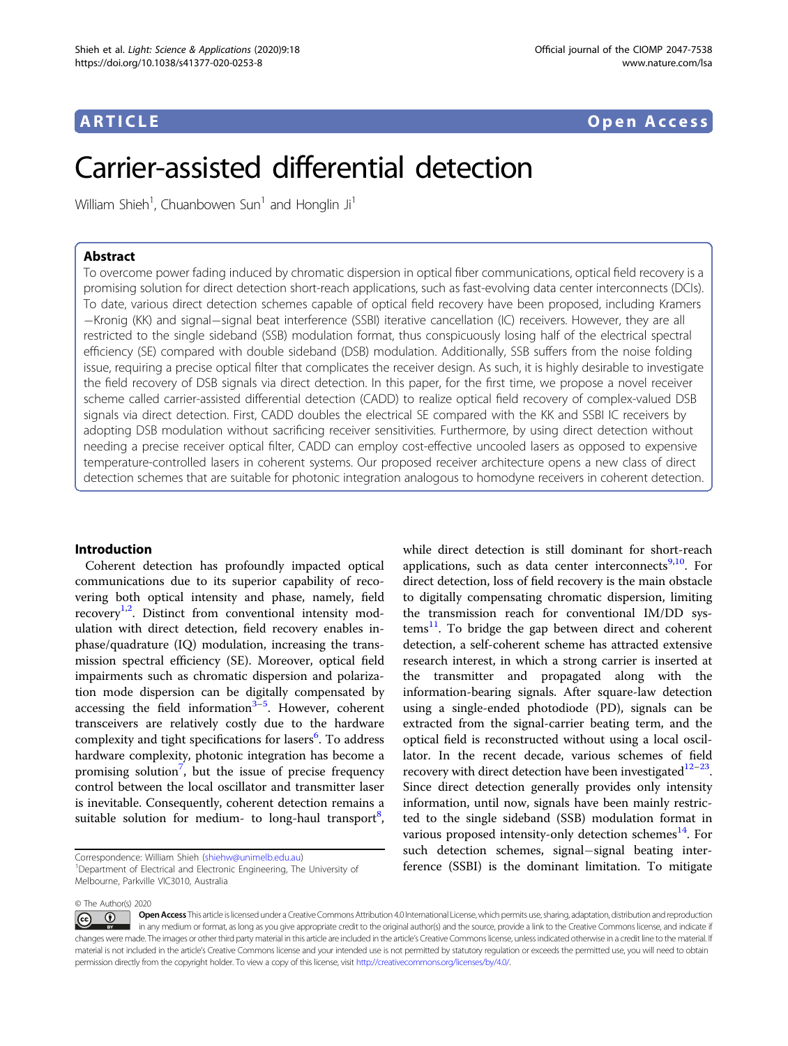ARTICLE Open Access

# Carrier-assisted differential detection

William Shieh[1], Chuanbowen Sun[1] and Honglin Ji[1]

## Abstract

To overcome power fading induced by chromatic dispersion in optical fiber communications, optical field recovery is a promising solution for direct detection short-reach applications, such as fast-evolving data center interconnects (DCIs). To date, various direct detection schemes capable of optical field recovery have been proposed, including Kramers−Kronig (KK) and signal−signal beat interference (SSBI) iterative cancellation (IC) receivers. However, they are all restricted to the single sideband (SSB) modulation format, thus conspicuously losing half of the electrical spectral efficiency (SE) compared with double sideband (DSB) modulation. Additionally, SSB suffers from the noise folding issue, requiring a precise optical filter that complicates the receiver design. As such, it is highly desirable to investigate the field recovery of DSB signals via direct detection. In this paper, for the first time, we propose a novel receiver scheme called carrier-assisted differential detection (CADD) to realize optical field recovery of complex-valued DSB signals via direct detection. First, CADD doubles the electrical SE compared with the KK and SSBI IC receivers by adopting DSB modulation without sacrificing receiver sensitivities. Furthermore, by using direct detection without needing a precise receiver optical filter, CADD can employ cost-effective uncooled lasers as opposed to expensive temperature-controlled lasers in coherent systems. Our proposed receiver architecture opens a new class of direct detection schemes that are suitable for photonic integration analogous to homodyne receivers in coherent detection.

## Introduction

Coherent detection has profoundly impacted optical communications due to its superior capability of recovering both optical intensity and phase, namely, field recovery[1,2]. Distinct from conventional intensity modulation with direct detection, field recovery enables in-phase/quadrature (IQ) modulation, increasing the transmission spectral efficiency (SE). Moreover, optical field impairments such as chromatic dispersion and polarization mode dispersion can be digitally compensated by accessing the field information[3–5]. However, coherent transceivers are relatively costly due to the hardware complexity and tight specifications for lasers[6]. To address hardware complexity, photonic integration has become a promising solution[7], but the issue of precise frequency control between the local oscillator and transmitter laser is inevitable. Consequently, coherent detection remains a suitable solution for medium- to long-haul transport[8], while direct detection is still dominant for short-reach applications, such as data center interconnects[9,10]. For direct detection, loss of field recovery is the main obstacle to digitally compensating chromatic dispersion, limiting the transmission reach for conventional IM/DD systems[11]. To bridge the gap between direct and coherent detection, a self-coherent scheme has attracted extensive research interest, in which a strong carrier is inserted at the transmitter and propagated along with the information-bearing signals. After square-law detection using a single-ended photodiode (PD), signals can be extracted from the signal-carrier beating term, and the optical field is reconstructed without using a local oscillator. In the recent decade, various schemes of field recovery with direct detection have been investigated[12–23]. Since direct detection generally provides only intensity information, until now, signals have been mainly restricted to the single sideband (SSB) modulation format in various proposed intensity-only detection schemes[14]. For such detection schemes, signal−signal beating interference (SSBI) is the dominant limitation. To mitigate

Correspondence: William Shieh (shiehw@unimelb.edu.au)
[1]Department of Electrical and Electronic Engineering, The University of Melbourne, Parkville VIC3010, Australia

© The Author(s) 2020

Open Access This article is licensed under a Creative Commons Attribution 4.0 International License, which permits use, sharing, adaptation, distribution and reproduction in any medium or format, as long as you give appropriate credit to the original author(s) and the source, provide a link to the Creative Commons license, and indicate if changes were made. The images or other third party material in this article are included in the article's Creative Commons license, unless indicated otherwise in a credit line to the material. If material is not included in the article's Creative Commons license and your intended use is not permitted by statutory regulation or exceeds the permitted use, you will need to obtain permission directly from the copyright holder. To view a copy of this license, visit http://creativecommons.org/licenses/by/4.0/.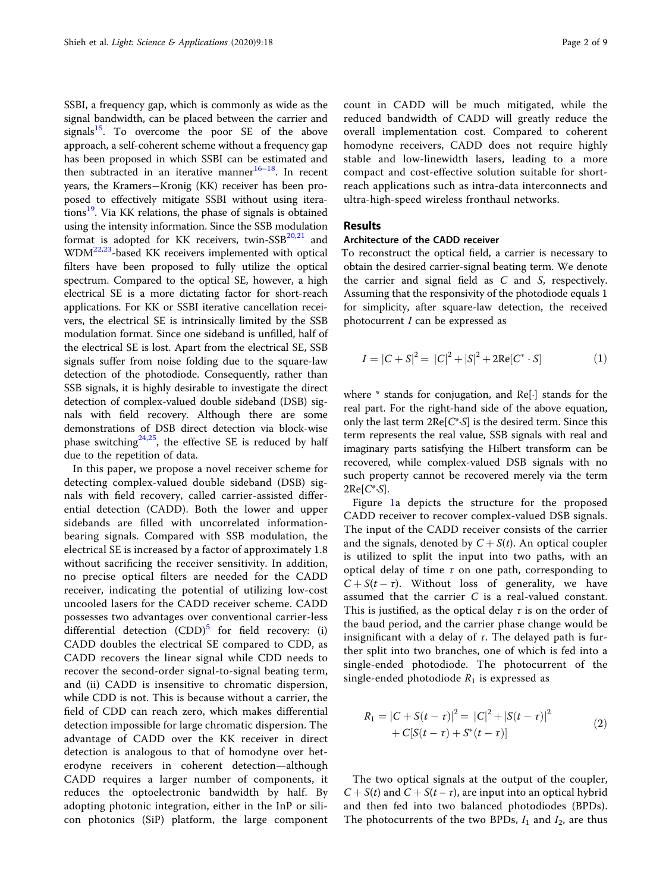SSBI, a frequency gap, which is commonly as wide as the signal bandwidth, can be placed between the carrier and signals[15]. To overcome the poor SE of the above approach, a self-coherent scheme without a frequency gap has been proposed in which SSBI can be estimated and then subtracted in an iterative manner[16–18]. In recent years, the Kramers−Kronig (KK) receiver has been proposed to effectively mitigate SSBI without using iterations[19]. Via KK relations, the phase of signals is obtained using the intensity information. Since the SSB modulation format is adopted for KK receivers, twin-SSB[20,21] and WDM[22,23]-based KK receivers implemented with optical filters have been proposed to fully utilize the optical spectrum. Compared to the optical SE, however, a high electrical SE is a more dictating factor for short-reach applications. For KK or SSBI iterative cancellation receivers, the electrical SE is intrinsically limited by the SSB modulation format. Since one sideband is unfilled, half of the electrical SE is lost. Apart from the electrical SE, SSB signals suffer from noise folding due to the square-law detection of the photodiode. Consequently, rather than SSB signals, it is highly desirable to investigate the direct detection of complex-valued double sideband (DSB) signals with field recovery. Although there are some demonstrations of DSB direct detection via block-wise phase switching[24,25], the effective SE is reduced by half due to the repetition of data.

In this paper, we propose a novel receiver scheme for detecting complex-valued double sideband (DSB) signals with field recovery, called carrier-assisted differential detection (CADD). Both the lower and upper sidebands are filled with uncorrelated information-bearing signals. Compared with SSB modulation, the electrical SE is increased by a factor of approximately 1.8 without sacrificing the receiver sensitivity. In addition, no precise optical filters are needed for the CADD receiver, indicating the potential of utilizing low-cost uncooled lasers for the CADD receiver scheme. CADD possesses two advantages over conventional carrier-less differential detection (CDD)[5] for field recovery: (i) CADD doubles the electrical SE compared to CDD, as CADD recovers the linear signal while CDD needs to recover the second-order signal-to-signal beating term, and (ii) CADD is insensitive to chromatic dispersion, while CDD is not. This is because without a carrier, the field of CDD can reach zero, which makes differential detection impossible for large chromatic dispersion. The advantage of CADD over the KK receiver in direct detection is analogous to that of homodyne over heterodyne receivers in coherent detection—although CADD requires a larger number of components, it reduces the optoelectronic bandwidth by half. By adopting photonic integration, either in the InP or silicon photonics (SiP) platform, the large component count in CADD will be much mitigated, while the reduced bandwidth of CADD will greatly reduce the overall implementation cost. Compared to coherent homodyne receivers, CADD does not require highly stable and low-linewidth lasers, leading to a more compact and cost-effective solution suitable for short-reach applications such as intra-data interconnects and ultra-high-speed wireless fronthaul networks.

## Results

### Architecture of the CADD receiver

To reconstruct the optical field, a carrier is necessary to obtain the desired carrier-signal beating term. We denote the carrier and signal field as $C$ and $S$, respectively. Assuming that the responsivity of the photodiode equals 1 for simplicity, after square-law detection, the received photocurrent $I$ can be expressed as

$$I = |C + S|^2 = |C|^2 + |S|^2 + 2\mathrm{Re}[C^* \cdot S] \tag{1}$$

where * stands for conjugation, and Re[·] stands for the real part. For the right-hand side of the above equation, only the last term $2\mathrm{Re}[C^* \cdot S]$ is the desired term. Since this term represents the real value, SSB signals with real and imaginary parts satisfying the Hilbert transform can be recovered, while complex-valued DSB signals with no such property cannot be recovered merely via the term $2\mathrm{Re}[C^* \cdot S]$.

Figure 1a depicts the structure for the proposed CADD receiver to recover complex-valued DSB signals. The input of the CADD receiver consists of the carrier and the signals, denoted by $C + S(t)$. An optical coupler is utilized to split the input into two paths, with an optical delay of time $\tau$ on one path, corresponding to $C + S(t - \tau)$. Without loss of generality, we have assumed that the carrier $C$ is a real-valued constant. This is justified, as the optical delay $\tau$ is on the order of the baud period, and the carrier phase change would be insignificant with a delay of $\tau$. The delayed path is further split into two branches, one of which is fed into a single-ended photodiode. The photocurrent of the single-ended photodiode $R_1$ is expressed as

$$\begin{aligned} R_1 = |C + S(t-\tau)|^2 = \ & |C|^2 + |S(t-\tau)|^2 \\ & + C[S(t-\tau) + S^*(t-\tau)] \end{aligned} \tag{2}$$

The two optical signals at the output of the coupler, $C + S(t)$ and $C + S(t - \tau)$, are input into an optical hybrid and then fed into two balanced photodiodes (BPDs). The photocurrents of the two BPDs, $I_1$ and $I_2$, are thus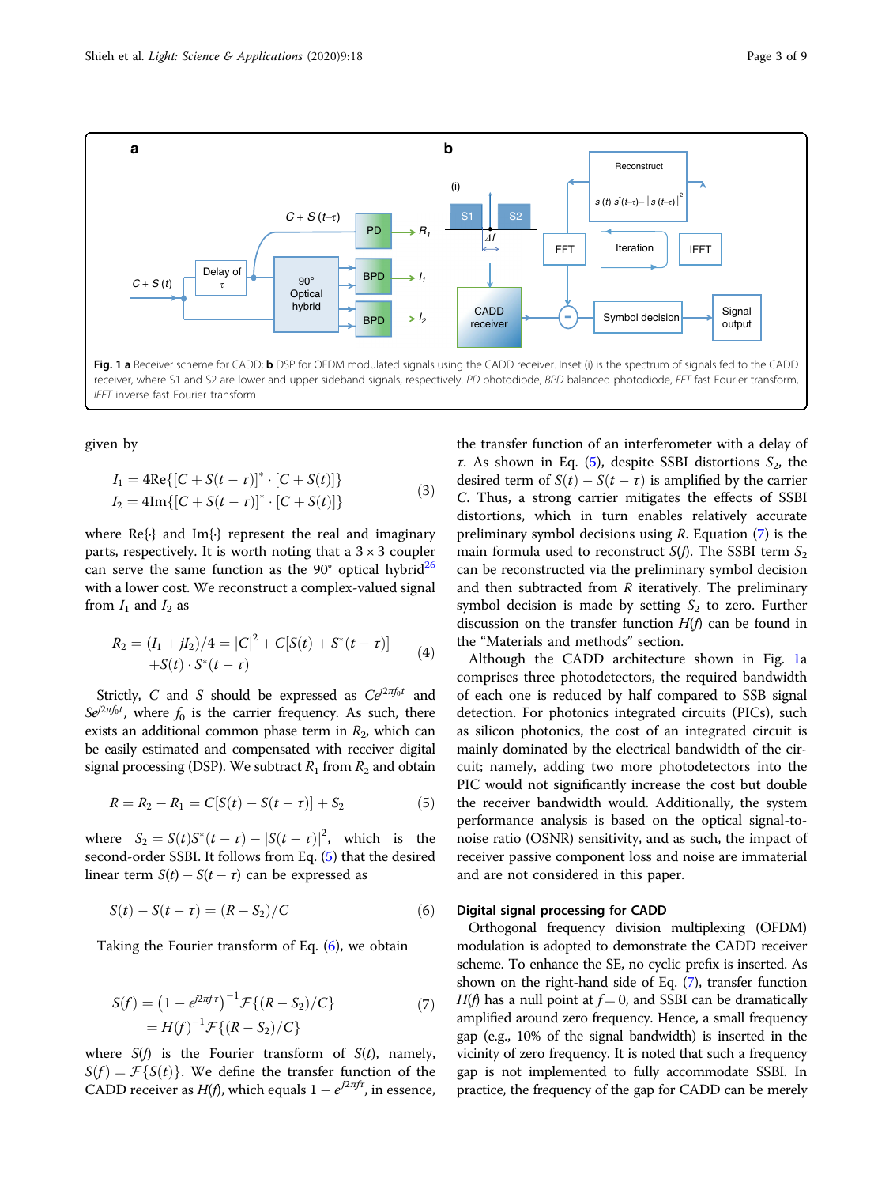Fig. 1 **a** Receiver scheme for CADD; **b** DSP for OFDM modulated signals using the CADD receiver. Inset (i) is the spectrum of signals fed to the CADD receiver, where S1 and S2 are lower and upper sideband signals, respectively. *PD* photodiode, *BPD* balanced photodiode, *FFT* fast Fourier transform, *IFFT* inverse fast Fourier transform

given by

$$
\begin{aligned}
I_1 &= 4\mathrm{Re}\{[C + S(t-\tau)]^* \cdot [C + S(t)]\} \\
I_2 &= 4\mathrm{Im}\{[C + S(t-\tau)]^* \cdot [C + S(t)]\}
\end{aligned} \tag{3}
$$

where Re{·} and Im{·} represent the real and imaginary parts, respectively. It is worth noting that a 3 × 3 coupler can serve the same function as the 90° optical hybrid[26] with a lower cost. We reconstruct a complex-valued signal from $I_1$ and $I_2$ as

$$
\begin{aligned}
R_2 = (I_1 + jI_2)/4 &= |C|^2 + C[S(t) + S^*(t-\tau)] \\
&\quad + S(t) \cdot S^*(t-\tau)
\end{aligned} \tag{4}
$$

Strictly, $C$ and $S$ should be expressed as $Ce^{j2\pi f_0 t}$ and $Se^{j2\pi f_0 t}$, where $f_0$ is the carrier frequency. As such, there exists an additional common phase term in $R_2$, which can be easily estimated and compensated with receiver digital signal processing (DSP). We subtract $R_1$ from $R_2$ and obtain

$$
R = R_2 - R_1 = C[S(t) - S(t-\tau)] + S_2 \tag{5}
$$

where $S_2 = S(t)S^*(t-\tau) - |S(t-\tau)|^2$, which is the second-order SSBI. It follows from Eq. (5) that the desired linear term $S(t) - S(t-\tau)$ can be expressed as

$$
S(t) - S(t-\tau) = (R - S_2)/C \tag{6}
$$

Taking the Fourier transform of Eq. (6), we obtain

$$
\begin{aligned}
S(f) &= \left(1 - e^{j2\pi f\tau}\right)^{-1} \mathcal{F}\{(R - S_2)/C\} \\
&= H(f)^{-1} \mathcal{F}\{(R - S_2)/C\}
\end{aligned} \tag{7}
$$

where $S(f)$ is the Fourier transform of $S(t)$, namely, $S(f) = \mathcal{F}\{S(t)\}$. We define the transfer function of the CADD receiver as $H(f)$, which equals $1 - e^{j2\pi f\tau}$, in essence, the transfer function of an interferometer with a delay of $\tau$. As shown in Eq. (5), despite SSBI distortions $S_2$, the desired term of $S(t) - S(t-\tau)$ is amplified by the carrier $C$. Thus, a strong carrier mitigates the effects of SSBI distortions, which in turn enables relatively accurate preliminary symbol decisions using $R$. Equation (7) is the main formula used to reconstruct $S(f)$. The SSBI term $S_2$ can be reconstructed via the preliminary symbol decision and then subtracted from $R$ iteratively. The preliminary symbol decision is made by setting $S_2$ to zero. Further discussion on the transfer function $H(f)$ can be found in the "Materials and methods" section.

Although the CADD architecture shown in Fig. 1a comprises three photodetectors, the required bandwidth of each one is reduced by half compared to SSB signal detection. For photonics integrated circuits (PICs), such as silicon photonics, the cost of an integrated circuit is mainly dominated by the electrical bandwidth of the circuit; namely, adding two more photodetectors into the PIC would not significantly increase the cost but double the receiver bandwidth would. Additionally, the system performance analysis is based on the optical signal-to-noise ratio (OSNR) sensitivity, and as such, the impact of receiver passive component loss and noise are immaterial and are not considered in this paper.

## Digital signal processing for CADD

Orthogonal frequency division multiplexing (OFDM) modulation is adopted to demonstrate the CADD receiver scheme. To enhance the SE, no cyclic prefix is inserted. As shown on the right-hand side of Eq. (7), transfer function $H(f)$ has a null point at $f = 0$, and SSBI can be dramatically amplified around zero frequency. Hence, a small frequency gap (e.g., 10% of the signal bandwidth) is inserted in the vicinity of zero frequency. It is noted that such a frequency gap is not implemented to fully accommodate SSBI. In practice, the frequency of the gap for CADD can be merely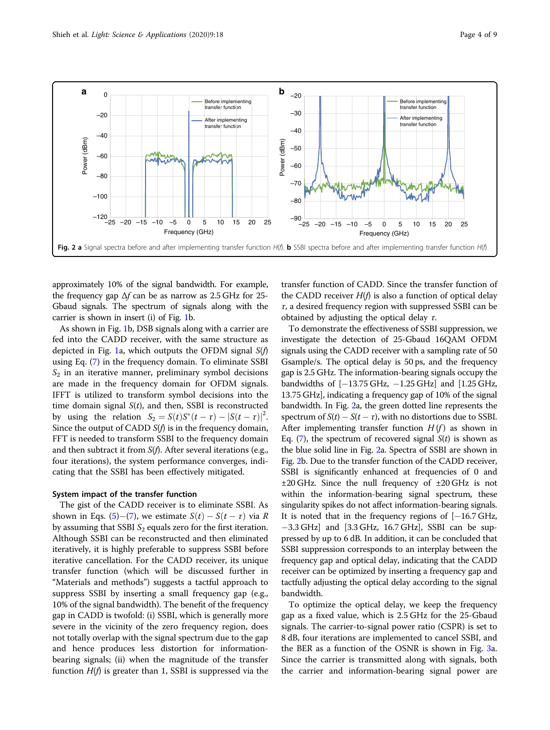Fig. 2 **a** Signal spectra before and after implementing transfer function $H(f)$. **b** SSBI spectra before and after implementing transfer function $H(f)$

approximately 10% of the signal bandwidth. For example, the frequency gap $\Delta f$ can be as narrow as 2.5 GHz for 25-Gbaud signals. The spectrum of signals along with the carrier is shown in insert (i) of Fig. 1b.

As shown in Fig. 1b, DSB signals along with a carrier are fed into the CADD receiver, with the same structure as depicted in Fig. 1a, which outputs the OFDM signal $S(f)$ using Eq. (7) in the frequency domain. To eliminate SSBI $S_2$ in an iterative manner, preliminary symbol decisions are made in the frequency domain for OFDM signals. IFFT is utilized to transform symbol decisions into the time domain signal $S(t)$, and then, SSBI is reconstructed by using the relation $S_2 = S(t)S^*(t-\tau) - |S(t-\tau)|^2$. Since the output of CADD $S(f)$ is in the frequency domain, FFT is needed to transform SSBI to the frequency domain and then subtract it from $S(f)$. After several iterations (e.g., four iterations), the system performance converges, indicating that the SSBI has been effectively mitigated.

### System impact of the transfer function

The gist of the CADD receiver is to eliminate SSBI. As shown in Eqs. (5)−(7), we estimate $S(t) - S(t-\tau)$ via $R$ by assuming that SSBI $S_2$ equals zero for the first iteration. Although SSBI can be reconstructed and then eliminated iteratively, it is highly preferable to suppress SSBI before iterative cancellation. For the CADD receiver, its unique transfer function (which will be discussed further in "Materials and methods") suggests a tactful approach to suppress SSBI by inserting a small frequency gap (e.g., 10% of the signal bandwidth). The benefit of the frequency gap in CADD is twofold: (i) SSBI, which is generally more severe in the vicinity of the zero frequency region, does not totally overlap with the signal spectrum due to the gap and hence produces less distortion for information-bearing signals; (ii) when the magnitude of the transfer function $H(f)$ is greater than 1, SSBI is suppressed via the transfer function of CADD. Since the transfer function of the CADD receiver $H(f)$ is also a function of optical delay $\tau$, a desired frequency region with suppressed SSBI can be obtained by adjusting the optical delay $\tau$.

To demonstrate the effectiveness of SSBI suppression, we investigate the detection of 25-Gbaud 16QAM OFDM signals using the CADD receiver with a sampling rate of 50 Gsample/s. The optical delay is 50 ps, and the frequency gap is 2.5 GHz. The information-bearing signals occupy the bandwidths of [−13.75 GHz, −1.25 GHz] and [1.25 GHz, 13.75 GHz], indicating a frequency gap of 10% of the signal bandwidth. In Fig. 2a, the green dotted line represents the spectrum of $S(t) - S(t-\tau)$, with no distortions due to SSBI. After implementing transfer function $H(f)$ as shown in Eq. (7), the spectrum of recovered signal $S(t)$ is shown as the blue solid line in Fig. 2a. Spectra of SSBI are shown in Fig. 2b. Due to the transfer function of the CADD receiver, SSBI is significantly enhanced at frequencies of 0 and ±20 GHz. Since the null frequency of ±20 GHz is not within the information-bearing signal spectrum, these singularity spikes do not affect information-bearing signals. It is noted that in the frequency regions of [−16.7 GHz, −3.3 GHz] and [3.3 GHz, 16.7 GHz], SSBI can be suppressed by up to 6 dB. In addition, it can be concluded that SSBI suppression corresponds to an interplay between the frequency gap and optical delay, indicating that the CADD receiver can be optimized by inserting a frequency gap and tactfully adjusting the optical delay according to the signal bandwidth.

To optimize the optical delay, we keep the frequency gap as a fixed value, which is 2.5 GHz for the 25-Gbaud signals. The carrier-to-signal power ratio (CSPR) is set to 8 dB, four iterations are implemented to cancel SSBI, and the BER as a function of the OSNR is shown in Fig. 3a. Since the carrier is transmitted along with signals, both the carrier and information-bearing signal power are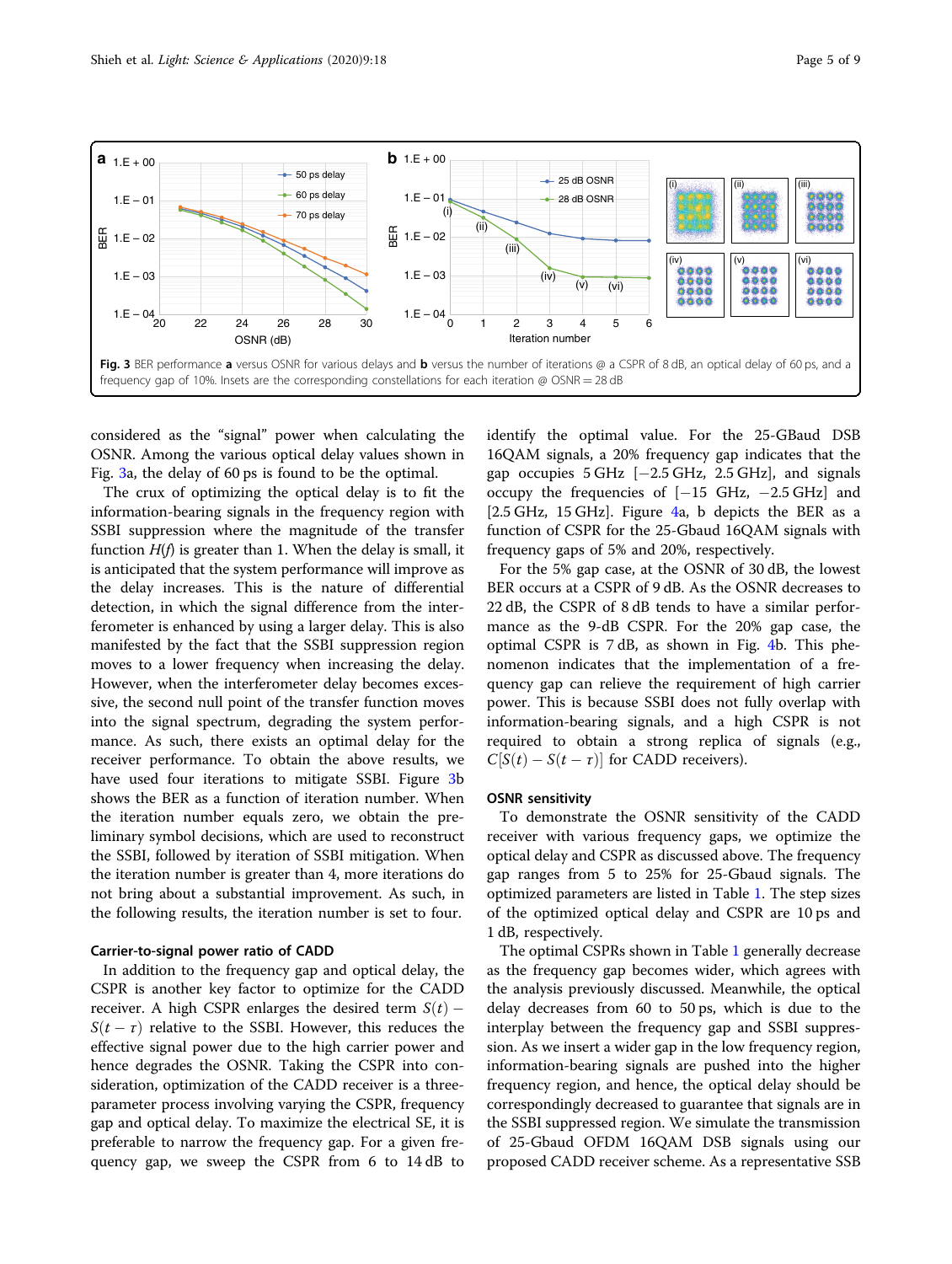**Fig. 3** BER performance **a** versus OSNR for various delays and **b** versus the number of iterations @ a CSPR of 8 dB, an optical delay of 60 ps, and a frequency gap of 10%. Insets are the corresponding constellations for each iteration @ OSNR = 28 dB

considered as the "signal" power when calculating the OSNR. Among the various optical delay values shown in Fig. 3a, the delay of 60 ps is found to be the optimal.

The crux of optimizing the optical delay is to fit the information-bearing signals in the frequency region with SSBI suppression where the magnitude of the transfer function $H(f)$ is greater than 1. When the delay is small, it is anticipated that the system performance will improve as the delay increases. This is the nature of differential detection, in which the signal difference from the interferometer is enhanced by using a larger delay. This is also manifested by the fact that the SSBI suppression region moves to a lower frequency when increasing the delay. However, when the interferometer delay becomes excessive, the second null point of the transfer function moves into the signal spectrum, degrading the system performance. As such, there exists an optimal delay for the receiver performance. To obtain the above results, we have used four iterations to mitigate SSBI. Figure 3b shows the BER as a function of iteration number. When the iteration number equals zero, we obtain the preliminary symbol decisions, which are used to reconstruct the SSBI, followed by iteration of SSBI mitigation. When the iteration number is greater than 4, more iterations do not bring about a substantial improvement. As such, in the following results, the iteration number is set to four.

### Carrier-to-signal power ratio of CADD

In addition to the frequency gap and optical delay, the CSPR is another key factor to optimize for the CADD receiver. A high CSPR enlarges the desired term $S(t) - S(t-\tau)$ relative to the SSBI. However, this reduces the effective signal power due to the high carrier power and hence degrades the OSNR. Taking the CSPR into consideration, optimization of the CADD receiver is a three-parameter process involving varying the CSPR, frequency gap and optical delay. To maximize the electrical SE, it is preferable to narrow the frequency gap. For a given frequency gap, we sweep the CSPR from 6 to 14 dB to identify the optimal value. For the 25-GBaud DSB 16QAM signals, a 20% frequency gap indicates that the gap occupies 5 GHz [−2.5 GHz, 2.5 GHz], and signals occupy the frequencies of [−15 GHz, −2.5 GHz] and [2.5 GHz, 15 GHz]. Figure 4a, b depicts the BER as a function of CSPR for the 25-Gbaud 16QAM signals with frequency gaps of 5% and 20%, respectively.

For the 5% gap case, at the OSNR of 30 dB, the lowest BER occurs at a CSPR of 9 dB. As the OSNR decreases to 22 dB, the CSPR of 8 dB tends to have a similar performance as the 9-dB CSPR. For the 20% gap case, the optimal CSPR is 7 dB, as shown in Fig. 4b. This phenomenon indicates that the implementation of a frequency gap can relieve the requirement of high carrier power. This is because SSBI does not fully overlap with information-bearing signals, and a high CSPR is not required to obtain a strong replica of signals (e.g., $C[S(t) - S(t-\tau)]$ for CADD receivers).

### OSNR sensitivity

To demonstrate the OSNR sensitivity of the CADD receiver with various frequency gaps, we optimize the optical delay and CSPR as discussed above. The frequency gap ranges from 5 to 25% for 25-Gbaud signals. The optimized parameters are listed in Table 1. The step sizes of the optimized optical delay and CSPR are 10 ps and 1 dB, respectively.

The optimal CSPRs shown in Table 1 generally decrease as the frequency gap becomes wider, which agrees with the analysis previously discussed. Meanwhile, the optical delay decreases from 60 to 50 ps, which is due to the interplay between the frequency gap and SSBI suppression. As we insert a wider gap in the low frequency region, information-bearing signals are pushed into the higher frequency region, and hence, the optical delay should be correspondingly decreased to guarantee that signals are in the SSBI suppressed region. We simulate the transmission of 25-Gbaud OFDM 16QAM DSB signals using our proposed CADD receiver scheme. As a representative SSB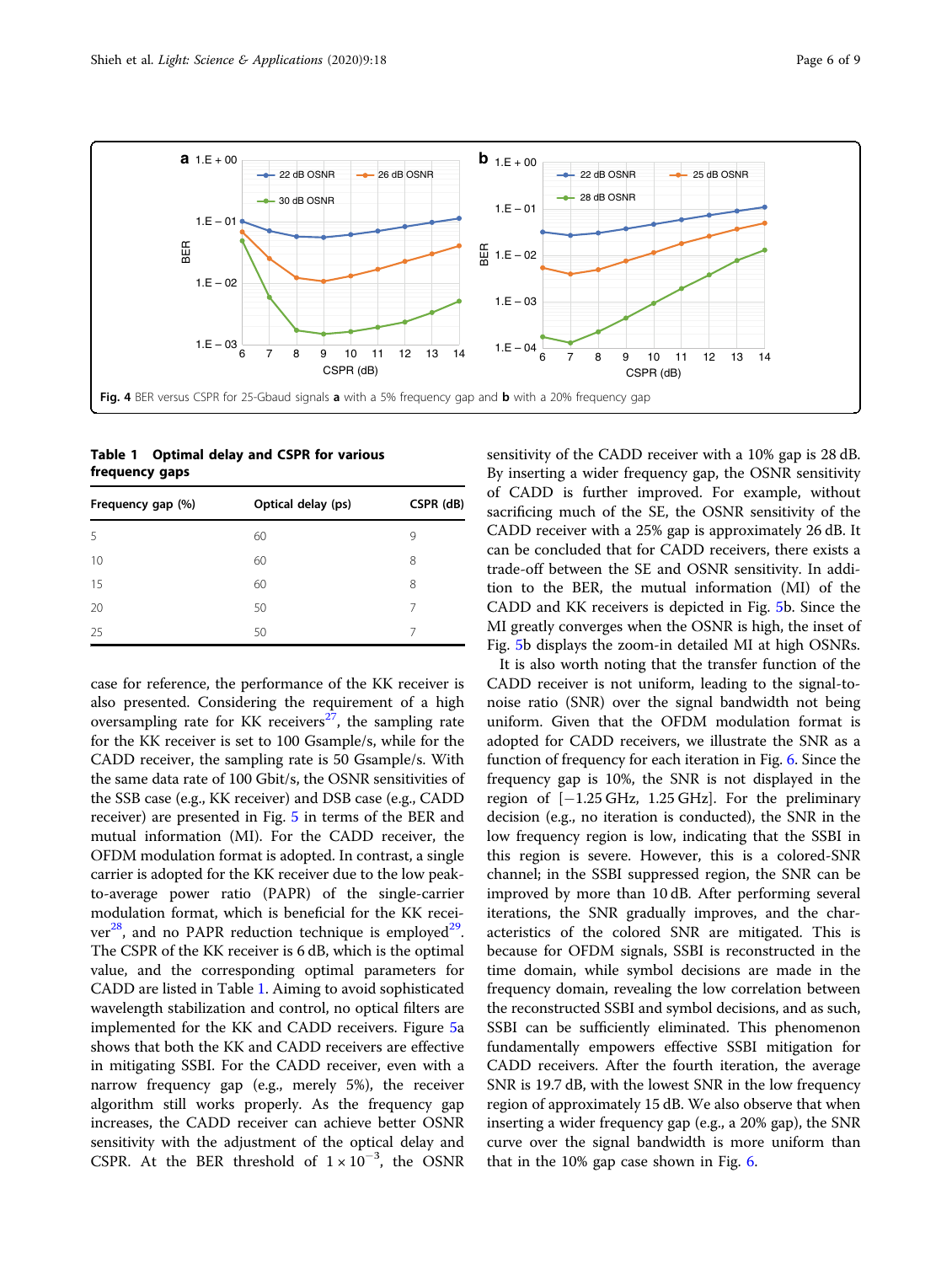Fig. 4 BER versus CSPR for 25-Gbaud signals **a** with a 5% frequency gap and **b** with a 20% frequency gap

**Table 1 Optimal delay and CSPR for various frequency gaps**

| Frequency gap (%) | Optical delay (ps) | CSPR (dB) |
|---|---|---|
| 5 | 60 | 9 |
| 10 | 60 | 8 |
| 15 | 60 | 8 |
| 20 | 50 | 7 |
| 25 | 50 | 7 |

case for reference, the performance of the KK receiver is also presented. Considering the requirement of a high oversampling rate for KK receivers[27], the sampling rate for the KK receiver is set to 100 Gsample/s, while for the CADD receiver, the sampling rate is 50 Gsample/s. With the same data rate of 100 Gbit/s, the OSNR sensitivities of the SSB case (e.g., KK receiver) and DSB case (e.g., CADD receiver) are presented in Fig. 5 in terms of the BER and mutual information (MI). For the CADD receiver, the OFDM modulation format is adopted. In contrast, a single carrier is adopted for the KK receiver due to the low peak-to-average power ratio (PAPR) of the single-carrier modulation format, which is beneficial for the KK receiver[28], and no PAPR reduction technique is employed[29]. The CSPR of the KK receiver is 6 dB, which is the optimal value, and the corresponding optimal parameters for CADD are listed in Table 1. Aiming to avoid sophisticated wavelength stabilization and control, no optical filters are implemented for the KK and CADD receivers. Figure 5a shows that both the KK and CADD receivers are effective in mitigating SSBI. For the CADD receiver, even with a narrow frequency gap (e.g., merely 5%), the receiver algorithm still works properly. As the frequency gap increases, the CADD receiver can achieve better OSNR sensitivity with the adjustment of the optical delay and CSPR. At the BER threshold of $1 \times 10^{-3}$, the OSNR sensitivity of the CADD receiver with a 10% gap is 28 dB. By inserting a wider frequency gap, the OSNR sensitivity of CADD is further improved. For example, without sacrificing much of the SE, the OSNR sensitivity of the CADD receiver with a 25% gap is approximately 26 dB. It can be concluded that for CADD receivers, there exists a trade-off between the SE and OSNR sensitivity. In addition to the BER, the mutual information (MI) of the CADD and KK receivers is depicted in Fig. 5b. Since the MI greatly converges when the OSNR is high, the inset of Fig. 5b displays the zoom-in detailed MI at high OSNRs.

It is also worth noting that the transfer function of the CADD receiver is not uniform, leading to the signal-to-noise ratio (SNR) over the signal bandwidth not being uniform. Given that the OFDM modulation format is adopted for CADD receivers, we illustrate the SNR as a function of frequency for each iteration in Fig. 6. Since the frequency gap is 10%, the SNR is not displayed in the region of [−1.25 GHz, 1.25 GHz]. For the preliminary decision (e.g., no iteration is conducted), the SNR in the low frequency region is low, indicating that the SSBI in this region is severe. However, this is a colored-SNR channel; in the SSBI suppressed region, the SNR can be improved by more than 10 dB. After performing several iterations, the SNR gradually improves, and the characteristics of the colored SNR are mitigated. This is because for OFDM signals, SSBI is reconstructed in the time domain, while symbol decisions are made in the frequency domain, revealing the low correlation between the reconstructed SSBI and symbol decisions, and as such, SSBI can be sufficiently eliminated. This phenomenon fundamentally empowers effective SSBI mitigation for CADD receivers. After the fourth iteration, the average SNR is 19.7 dB, with the lowest SNR in the low frequency region of approximately 15 dB. We also observe that when inserting a wider frequency gap (e.g., a 20% gap), the SNR curve over the signal bandwidth is more uniform than that in the 10% gap case shown in Fig. 6.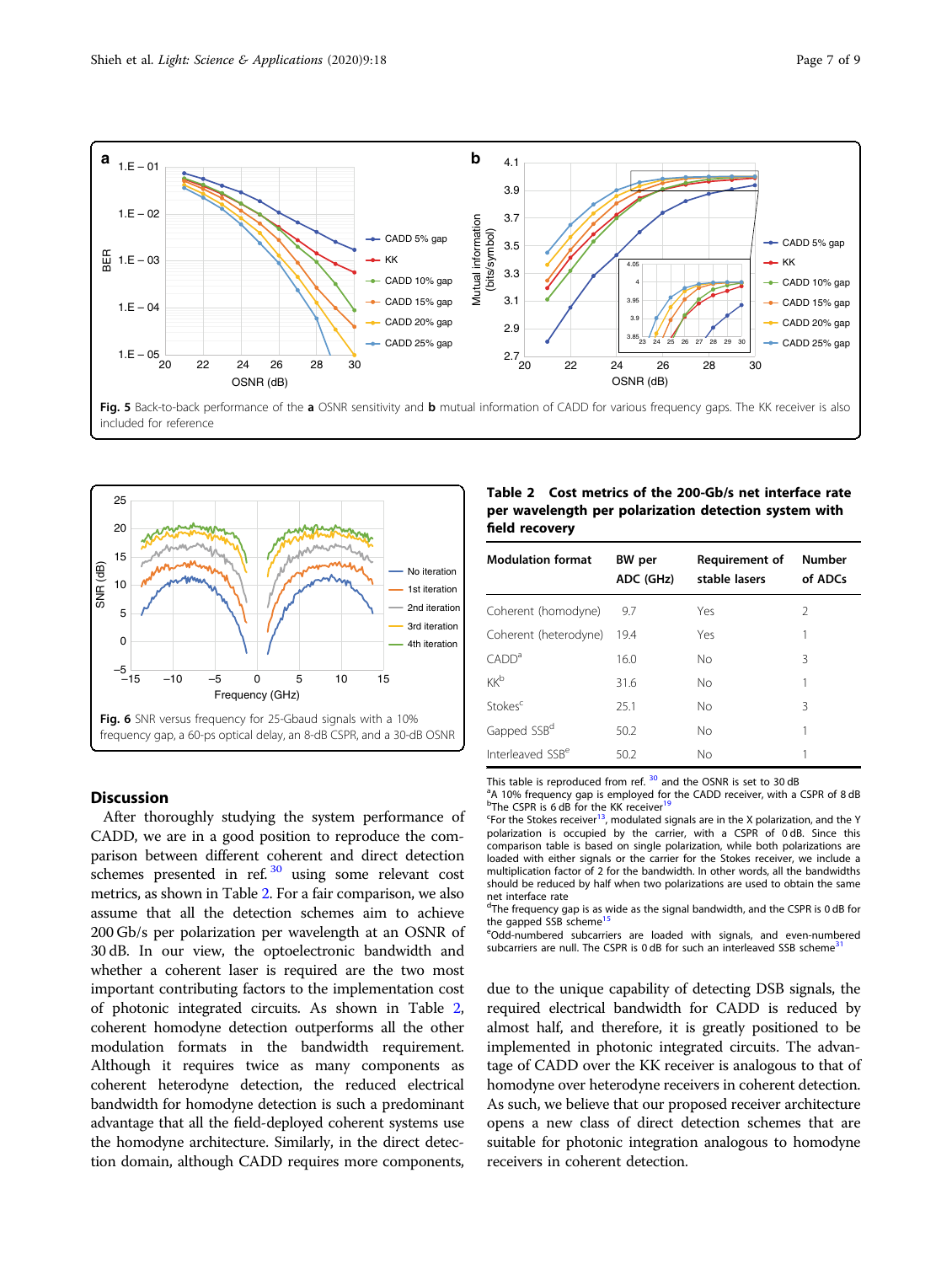Fig. 5 Back-to-back performance of the **a** OSNR sensitivity and **b** mutual information of CADD for various frequency gaps. The KK receiver is also included for reference

Fig. 6 SNR versus frequency for 25-Gbaud signals with a 10% frequency gap, a 60-ps optical delay, an 8-dB CSPR, and a 30-dB OSNR

**Table 2 Cost metrics of the 200-Gb/s net interface rate per wavelength per polarization detection system with field recovery**

| Modulation format | BW per ADC (GHz) | Requirement of stable lasers | Number of ADCs |
|---|---|---|---|
| Coherent (homodyne) | 9.7 | Yes | 2 |
| Coherent (heterodyne) | 19.4 | Yes | 1 |
| CADD[a] | 16.0 | No | 3 |
| KK[b] | 31.6 | No | 1 |
| Stokes[c] | 25.1 | No | 3 |
| Gapped SSB[d] | 50.2 | No | 1 |
| Interleaved SSB[e] | 50.2 | No | 1 |

This table is reproduced from ref. [30] and the OSNR is set to 30 dB

[a]A 10% frequency gap is employed for the CADD receiver, with a CSPR of 8 dB

[b]The CSPR is 6 dB for the KK receiver[19]

[c]For the Stokes receiver[13], modulated signals are in the X polarization, and the Y polarization is occupied by the carrier, with a CSPR of 0 dB. Since this comparison table is based on single polarization, while both polarizations are loaded with either signals or the carrier for the Stokes receiver, we include a multiplication factor of 2 for the bandwidth. In other words, all the bandwidths should be reduced by half when two polarizations are used to obtain the same net interface rate

[d]The frequency gap is as wide as the signal bandwidth, and the CSPR is 0 dB for the gapped SSB scheme[15]

[e]Odd-numbered subcarriers are loaded with signals, and even-numbered subcarriers are null. The CSPR is 0 dB for such an interleaved SSB scheme[31]

## Discussion

After thoroughly studying the system performance of CADD, we are in a good position to reproduce the comparison between different coherent and direct detection schemes presented in ref. [30] using some relevant cost metrics, as shown in Table 2. For a fair comparison, we also assume that all the detection schemes aim to achieve 200 Gb/s per polarization per wavelength at an OSNR of 30 dB. In our view, the optoelectronic bandwidth and whether a coherent laser is required are the two most important contributing factors to the implementation cost of photonic integrated circuits. As shown in Table 2, coherent homodyne detection outperforms all the other modulation formats in the bandwidth requirement. Although it requires twice as many components as coherent heterodyne detection, the reduced electrical bandwidth for homodyne detection is such a predominant advantage that all the field-deployed coherent systems use the homodyne architecture. Similarly, in the direct detection domain, although CADD requires more components, due to the unique capability of detecting DSB signals, the required electrical bandwidth for CADD is reduced by almost half, and therefore, it is greatly positioned to be implemented in photonic integrated circuits. The advantage of CADD over the KK receiver is analogous to that of homodyne over heterodyne receivers in coherent detection. As such, we believe that our proposed receiver architecture opens a new class of direct detection schemes that are suitable for photonic integration analogous to homodyne receivers in coherent detection.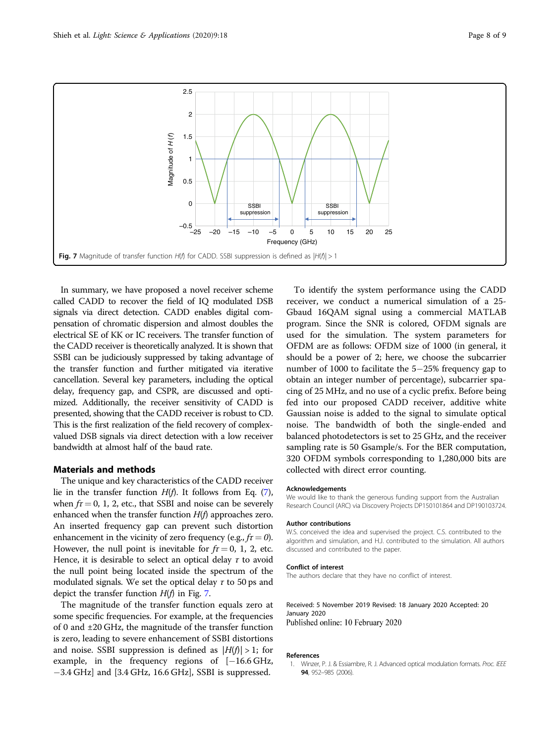Fig. 7 Magnitude of transfer function $H(f)$ for CADD. SSBI suppression is defined as $|H(f)| > 1$

In summary, we have proposed a novel receiver scheme called CADD to recover the field of IQ modulated DSB signals via direct detection. CADD enables digital compensation of chromatic dispersion and almost doubles the electrical SE of KK or IC receivers. The transfer function of the CADD receiver is theoretically analyzed. It is shown that SSBI can be judiciously suppressed by taking advantage of the transfer function and further mitigated via iterative cancellation. Several key parameters, including the optical delay, frequency gap, and CSPR, are discussed and optimized. Additionally, the receiver sensitivity of CADD is presented, showing that the CADD receiver is robust to CD. This is the first realization of the field recovery of complex-valued DSB signals via direct detection with a low receiver bandwidth at almost half of the baud rate.

## Materials and methods

The unique and key characteristics of the CADD receiver lie in the transfer function $H(f)$. It follows from Eq. (7), when $f\tau = 0, 1, 2$, etc., that SSBI and noise can be severely enhanced when the transfer function $H(f)$ approaches zero. An inserted frequency gap can prevent such distortion enhancement in the vicinity of zero frequency (e.g., $f\tau = 0$). However, the null point is inevitable for $f\tau = 0, 1, 2$, etc. Hence, it is desirable to select an optical delay $\tau$ to avoid the null point being located inside the spectrum of the modulated signals. We set the optical delay $\tau$ to 50 ps and depict the transfer function $H(f)$ in Fig. 7.

The magnitude of the transfer function equals zero at some specific frequencies. For example, at the frequencies of 0 and ±20 GHz, the magnitude of the transfer function is zero, leading to severe enhancement of SSBI distortions and noise. SSBI suppression is defined as $|H(f)| > 1$; for example, in the frequency regions of [−16.6 GHz, −3.4 GHz] and [3.4 GHz, 16.6 GHz], SSBI is suppressed.

To identify the system performance using the CADD receiver, we conduct a numerical simulation of a 25-Gbaud 16QAM signal using a commercial MATLAB program. Since the SNR is colored, OFDM signals are used for the simulation. The system parameters for OFDM are as follows: OFDM size of 1000 (in general, it should be a power of 2; here, we choose the subcarrier number of 1000 to facilitate the 5−25% frequency gap to obtain an integer number of percentage), subcarrier spacing of 25 MHz, and no use of a cyclic prefix. Before being fed into our proposed CADD receiver, additive white Gaussian noise is added to the signal to simulate optical noise. The bandwidth of both the single-ended and balanced photodetectors is set to 25 GHz, and the receiver sampling rate is 50 Gsample/s. For the BER computation, 320 OFDM symbols corresponding to 1,280,000 bits are collected with direct error counting.

### Acknowledgements

We would like to thank the generous funding support from the Australian Research Council (ARC) via Discovery Projects DP150101864 and DP190103724.

### Author contributions

W.S. conceived the idea and supervised the project. C.S. contributed to the algorithm and simulation, and H.J. contributed to the simulation. All authors discussed and contributed to the paper.

### Conflict of interest

The authors declare that they have no conflict of interest.

Received: 5 November 2019 Revised: 18 January 2020 Accepted: 20 January 2020
Published online: 10 February 2020

### References

1. Winzer, P. J. & Essiambre, R. J. Advanced optical modulation formats. *Proc. IEEE* **94**, 952–985 (2006).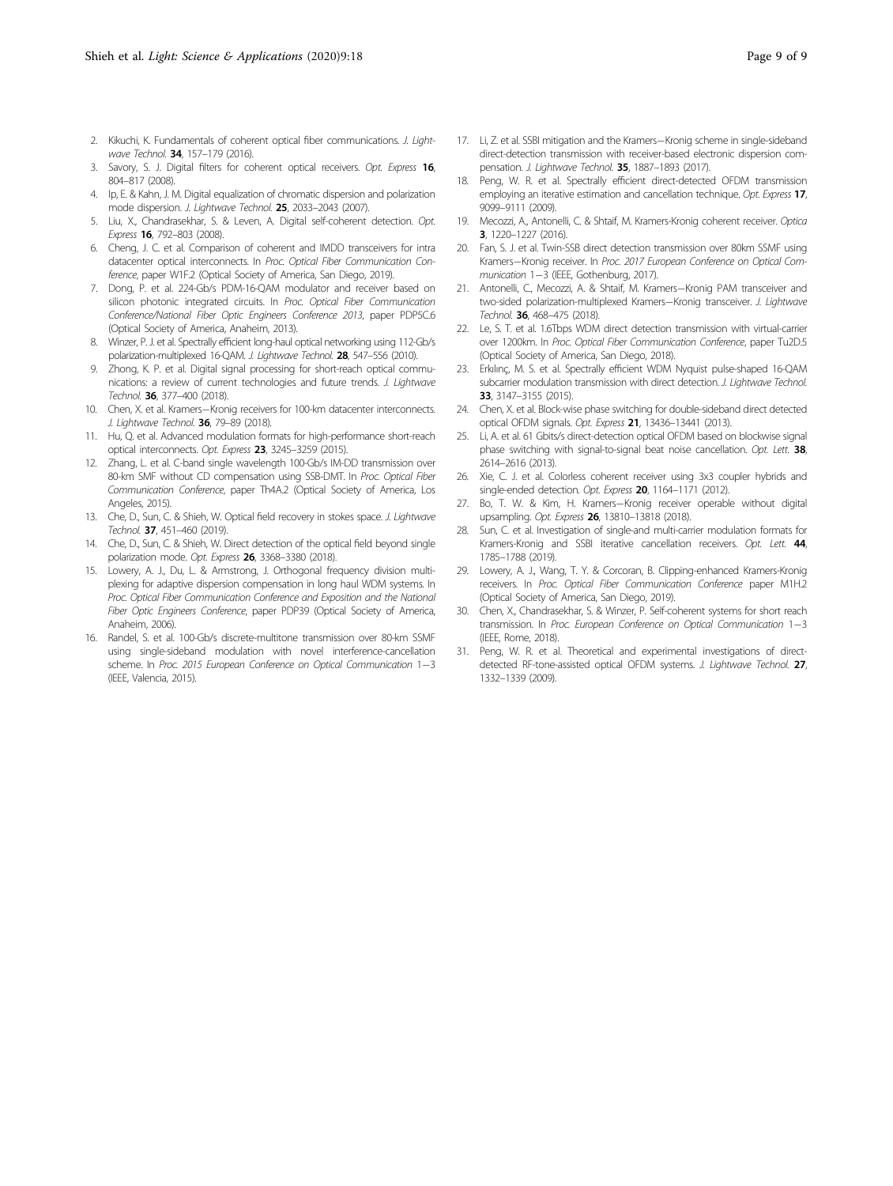2. Kikuchi, K. Fundamentals of coherent optical fiber communications. *J. Lightwave Technol.* **34**, 157–179 (2016).
3. Savory, S. J. Digital filters for coherent optical receivers. *Opt. Express* **16**, 804–817 (2008).
4. Ip, E. & Kahn, J. M. Digital equalization of chromatic dispersion and polarization mode dispersion. *J. Lightwave Technol.* **25**, 2033–2043 (2007).
5. Liu, X., Chandrasekhar, S. & Leven, A. Digital self-coherent detection. *Opt. Express* **16**, 792–803 (2008).
6. Cheng, J. C. et al. Comparison of coherent and IMDD transceivers for intra datacenter optical interconnects. In *Proc. Optical Fiber Communication Conference*, paper W1F.2 (Optical Society of America, San Diego, 2019).
7. Dong, P. et al. 224-Gb/s PDM-16-QAM modulator and receiver based on silicon photonic integrated circuits. In *Proc. Optical Fiber Communication Conference/National Fiber Optic Engineers Conference 2013*, paper PDP5C.6 (Optical Society of America, Anaheim, 2013).
8. Winzer, P. J. et al. Spectrally efficient long-haul optical networking using 112-Gb/s polarization-multiplexed 16-QAM. *J. Lightwave Technol.* **28**, 547–556 (2010).
9. Zhong, K. P. et al. Digital signal processing for short-reach optical communications: a review of current technologies and future trends. *J. Lightwave Technol.* **36**, 377–400 (2018).
10. Chen, X. et al. Kramers−Kronig receivers for 100-km datacenter interconnects. *J. Lightwave Technol.* **36**, 79–89 (2018).
11. Hu, Q. et al. Advanced modulation formats for high-performance short-reach optical interconnects. *Opt. Express* **23**, 3245–3259 (2015).
12. Zhang, L. et al. C-band single wavelength 100-Gb/s IM-DD transmission over 80-km SMF without CD compensation using SSB-DMT. In *Proc. Optical Fiber Communication Conference*, paper Th4A.2 (Optical Society of America, Los Angeles, 2015).
13. Che, D., Sun, C. & Shieh, W. Optical field recovery in stokes space. *J. Lightwave Technol.* **37**, 451–460 (2019).
14. Che, D., Sun, C. & Shieh, W. Direct detection of the optical field beyond single polarization mode. *Opt. Express* **26**, 3368–3380 (2018).
15. Lowery, A. J., Du, L. & Armstrong, J. Orthogonal frequency division multiplexing for adaptive dispersion compensation in long haul WDM systems. In *Proc. Optical Fiber Communication Conference and Exposition and the National Fiber Optic Engineers Conference*, paper PDP39 (Optical Society of America, Anaheim, 2006).
16. Randel, S. et al. 100-Gb/s discrete-multitone transmission over 80-km SSMF using single-sideband modulation with novel interference-cancellation scheme. In *Proc. 2015 European Conference on Optical Communication* 1−3 (IEEE, Valencia, 2015).
17. Li, Z. et al. SSBI mitigation and the Kramers−Kronig scheme in single-sideband direct-detection transmission with receiver-based electronic dispersion compensation. *J. Lightwave Technol.* **35**, 1887–1893 (2017).
18. Peng, W. R. et al. Spectrally efficient direct-detected OFDM transmission employing an iterative estimation and cancellation technique. *Opt. Express* **17**, 9099–9111 (2009).
19. Mecozzi, A., Antonelli, C. & Shtaif, M. Kramers-Kronig coherent receiver. *Optica* **3**, 1220–1227 (2016).
20. Fan, S. J. et al. Twin-SSB direct detection transmission over 80km SSMF using Kramers−Kronig receiver. In *Proc. 2017 European Conference on Optical Communication* 1−3 (IEEE, Gothenburg, 2017).
21. Antonelli, C., Mecozzi, A. & Shtaif, M. Kramers−Kronig PAM transceiver and two-sided polarization-multiplexed Kramers−Kronig transceiver. *J. Lightwave Technol.* **36**, 468–475 (2018).
22. Le, S. T. et al. 1.6Tbps WDM direct detection transmission with virtual-carrier over 1200km. In *Proc. Optical Fiber Communication Conference*, paper Tu2D.5 (Optical Society of America, San Diego, 2018).
23. Erkılınç, M. S. et al. Spectrally efficient WDM Nyquist pulse-shaped 16-QAM subcarrier modulation transmission with direct detection. *J. Lightwave Technol.* **33**, 3147–3155 (2015).
24. Chen, X. et al. Block-wise phase switching for double-sideband direct detected optical OFDM signals. *Opt. Express* **21**, 13436–13441 (2013).
25. Li, A. et al. 61 Gbits/s direct-detection optical OFDM based on blockwise signal phase switching with signal-to-signal beat noise cancellation. *Opt. Lett.* **38**, 2614–2616 (2013).
26. Xie, C. J. et al. Colorless coherent receiver using 3x3 coupler hybrids and single-ended detection. *Opt. Express* **20**, 1164–1171 (2012).
27. Bo, T. W. & Kim, H. Kramers−Kronig receiver operable without digital upsampling. *Opt. Express* **26**, 13810–13818 (2018).
28. Sun, C. et al. Investigation of single-and multi-carrier modulation formats for Kramers-Kronig and SSBI iterative cancellation receivers. *Opt. Lett.* **44**, 1785–1788 (2019).
29. Lowery, A. J., Wang, T. Y. & Corcoran, B. Clipping-enhanced Kramers-Kronig receivers. In *Proc. Optical Fiber Communication Conference* paper M1H.2 (Optical Society of America, San Diego, 2019).
30. Chen, X., Chandrasekhar, S. & Winzer, P. Self-coherent systems for short reach transmission. In *Proc. European Conference on Optical Communication* 1−3 (IEEE, Rome, 2018).
31. Peng, W. R. et al. Theoretical and experimental investigations of direct-detected RF-tone-assisted optical OFDM systems. *J. Lightwave Technol.* **27**, 1332–1339 (2009).